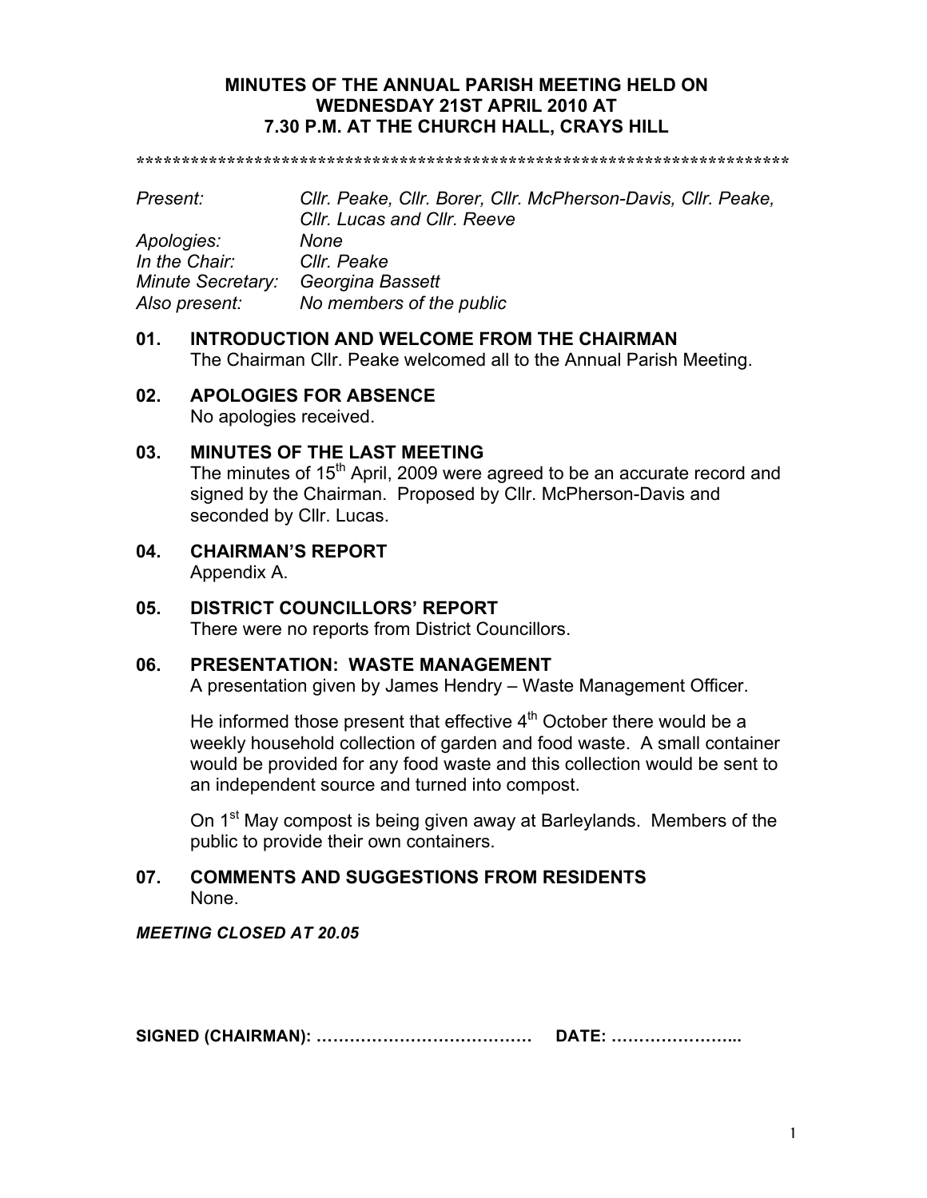**MINUTES OF THE ANNUAL PARISH MEETING HELD ON WEDNESDAY 21ST APRIL 2010 AT 7.30 P.M. AT THE CHURCH HALL, CRAYS HILL**

**************************************************************************

| | |
|---|---|
| *Present:* | *Cllr. Peake, Cllr. Borer, Cllr. McPherson-Davis, Cllr. Peake, Cllr. Lucas and Cllr. Reeve* |
| *Apologies:* | *None* |
| *In the Chair:* | *Cllr. Peake* |
| *Minute Secretary:* | *Georgina Bassett* |
| *Also present:* | *No members of the public* |

**01. INTRODUCTION AND WELCOME FROM THE CHAIRMAN**

The Chairman Cllr. Peake welcomed all to the Annual Parish Meeting.

**02. APOLOGIES FOR ABSENCE**

No apologies received.

**03. MINUTES OF THE LAST MEETING**

The minutes of 15th April, 2009 were agreed to be an accurate record and signed by the Chairman. Proposed by Cllr. McPherson-Davis and seconded by Cllr. Lucas.

**04. CHAIRMAN'S REPORT**

Appendix A.

**05. DISTRICT COUNCILLORS' REPORT**

There were no reports from District Councillors.

**06. PRESENTATION: WASTE MANAGEMENT**

A presentation given by James Hendry – Waste Management Officer.

He informed those present that effective 4th October there would be a weekly household collection of garden and food waste. A small container would be provided for any food waste and this collection would be sent to an independent source and turned into compost.

On 1st May compost is being given away at Barleylands. Members of the public to provide their own containers.

**07. COMMENTS AND SUGGESTIONS FROM RESIDENTS**

None.

***MEETING CLOSED AT 20.05***

**SIGNED (CHAIRMAN): …………………………………  DATE: …………………..**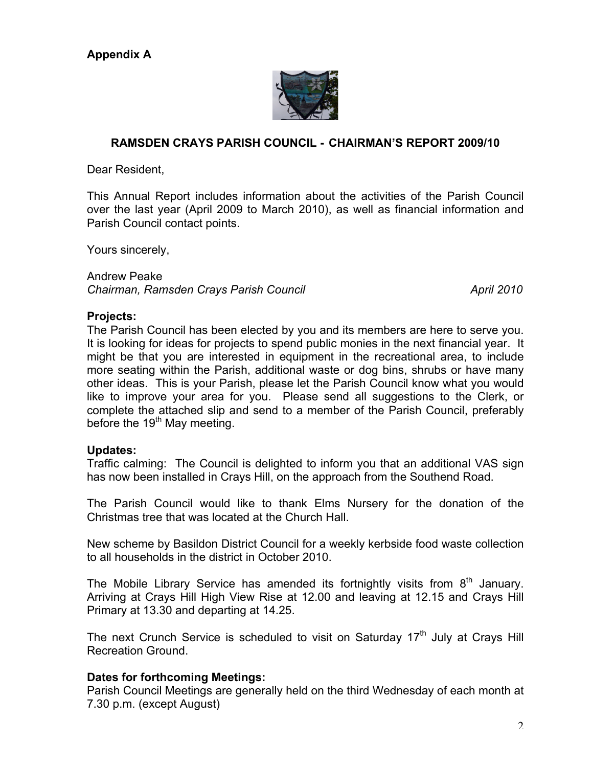**Appendix A**

## RAMSDEN CRAYS PARISH COUNCIL - CHAIRMAN'S REPORT 2009/10

Dear Resident,

This Annual Report includes information about the activities of the Parish Council over the last year (April 2009 to March 2010), as well as financial information and Parish Council contact points.

Yours sincerely,

Andrew Peake
*Chairman, Ramsden Crays Parish Council* *April 2010*

### Projects:

The Parish Council has been elected by you and its members are here to serve you. It is looking for ideas for projects to spend public monies in the next financial year. It might be that you are interested in equipment in the recreational area, to include more seating within the Parish, additional waste or dog bins, shrubs or have many other ideas. This is your Parish, please let the Parish Council know what you would like to improve your area for you. Please send all suggestions to the Clerk, or complete the attached slip and send to a member of the Parish Council, preferably before the 19th May meeting.

### Updates:

Traffic calming: The Council is delighted to inform you that an additional VAS sign has now been installed in Crays Hill, on the approach from the Southend Road.

The Parish Council would like to thank Elms Nursery for the donation of the Christmas tree that was located at the Church Hall.

New scheme by Basildon District Council for a weekly kerbside food waste collection to all households in the district in October 2010.

The Mobile Library Service has amended its fortnightly visits from 8th January. Arriving at Crays Hill High View Rise at 12.00 and leaving at 12.15 and Crays Hill Primary at 13.30 and departing at 14.25.

The next Crunch Service is scheduled to visit on Saturday 17th July at Crays Hill Recreation Ground.

### Dates for forthcoming Meetings:

Parish Council Meetings are generally held on the third Wednesday of each month at 7.30 p.m. (except August)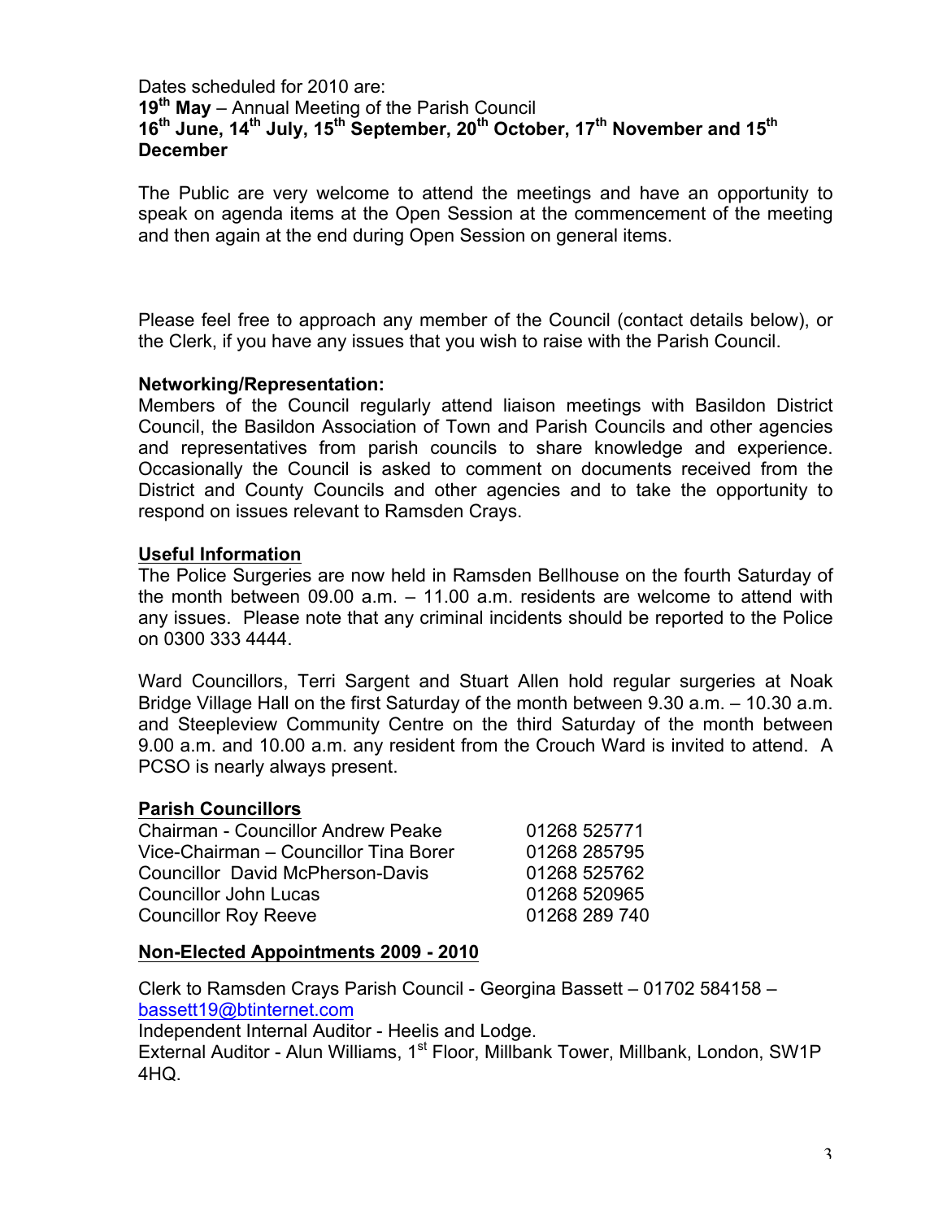Dates scheduled for 2010 are:
**19th May** – Annual Meeting of the Parish Council
**16th June, 14th July, 15th September, 20th October, 17th November and 15th December**

The Public are very welcome to attend the meetings and have an opportunity to speak on agenda items at the Open Session at the commencement of the meeting and then again at the end during Open Session on general items.

Please feel free to approach any member of the Council (contact details below), or the Clerk, if you have any issues that you wish to raise with the Parish Council.

**Networking/Representation:**
Members of the Council regularly attend liaison meetings with Basildon District Council, the Basildon Association of Town and Parish Councils and other agencies and representatives from parish councils to share knowledge and experience. Occasionally the Council is asked to comment on documents received from the District and County Councils and other agencies and to take the opportunity to respond on issues relevant to Ramsden Crays.

**Useful Information**

The Police Surgeries are now held in Ramsden Bellhouse on the fourth Saturday of the month between 09.00 a.m. – 11.00 a.m. residents are welcome to attend with any issues. Please note that any criminal incidents should be reported to the Police on 0300 333 4444.

Ward Councillors, Terri Sargent and Stuart Allen hold regular surgeries at Noak Bridge Village Hall on the first Saturday of the month between 9.30 a.m. – 10.30 a.m. and Steepleview Community Centre on the third Saturday of the month between 9.00 a.m. and 10.00 a.m. any resident from the Crouch Ward is invited to attend. A PCSO is nearly always present.

**Parish Councillors**

| | |
|---|---|
| Chairman - Councillor Andrew Peake | 01268 525771 |
| Vice-Chairman – Councillor Tina Borer | 01268 285795 |
| Councillor David McPherson-Davis | 01268 525762 |
| Councillor John Lucas | 01268 520965 |
| Councillor Roy Reeve | 01268 289 740 |

**Non-Elected Appointments 2009 - 2010**

Clerk to Ramsden Crays Parish Council - Georgina Bassett – 01702 584158 – bassett19@btinternet.com
Independent Internal Auditor - Heelis and Lodge.
External Auditor - Alun Williams, 1st Floor, Millbank Tower, Millbank, London, SW1P 4HQ.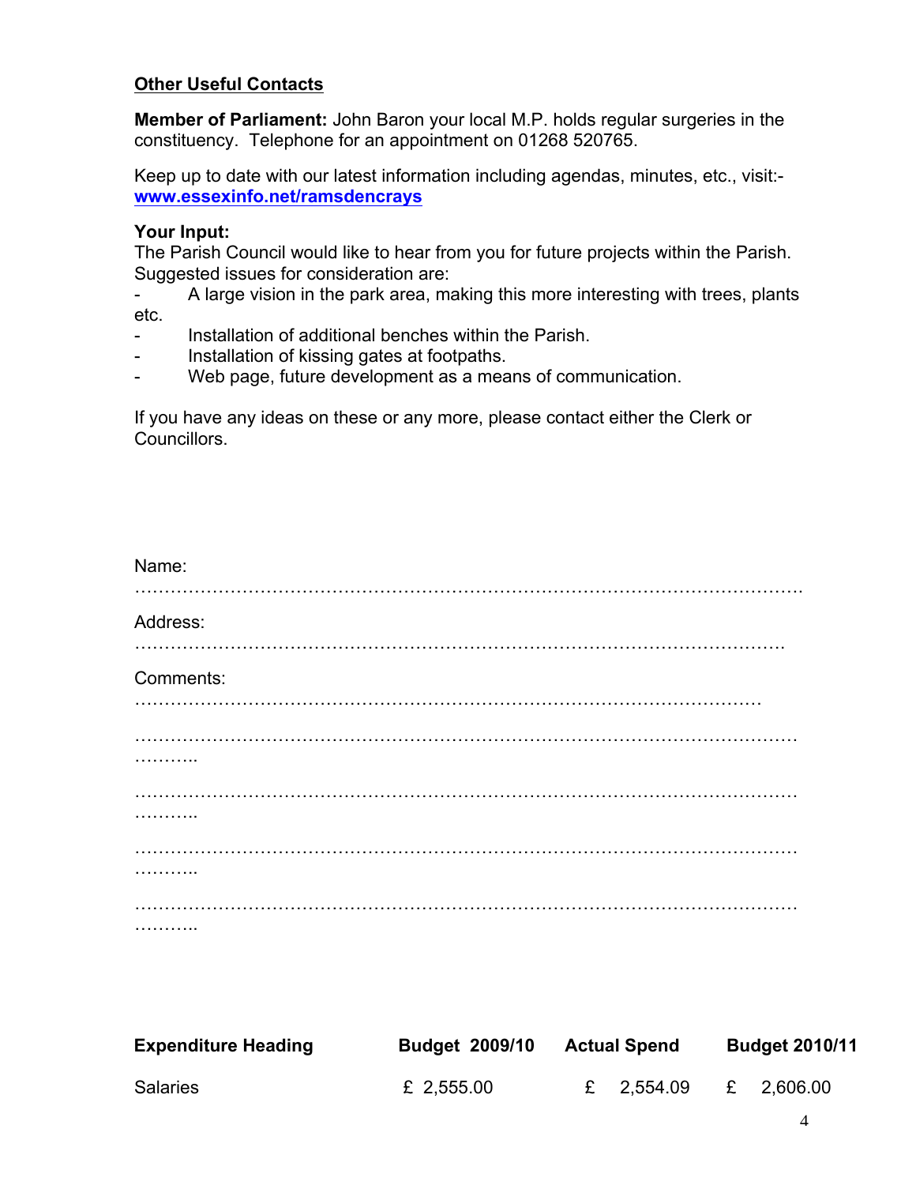**Other Useful Contacts**

**Member of Parliament:** John Baron your local M.P. holds regular surgeries in the constituency. Telephone for an appointment on 01268 520765.

Keep up to date with our latest information including agendas, minutes, etc., visit:- **www.essexinfo.net/ramsdencrays**

**Your Input:**
The Parish Council would like to hear from you for future projects within the Parish. Suggested issues for consideration are:

- A large vision in the park area, making this more interesting with trees, plants etc.
- Installation of additional benches within the Parish.
- Installation of kissing gates at footpaths.
- Web page, future development as a means of communication.

If you have any ideas on these or any more, please contact either the Clerk or Councillors.

Name:
………………………………………………………………………………………………

Address:
……………………………………………………………………………………………….

Comments:
………………………………………………………………………………………

……………………………………………………………………………………………………………

……………………………………………………………………………………………………………

……………………………………………………………………………………………………………

……………………………………………………………………………………………………………

| Expenditure Heading | Budget 2009/10 | Actual Spend | Budget 2010/11 |
|---|---|---|---|
| Salaries | £ 2,555.00 | £ 2,554.09 | £ 2,606.00 |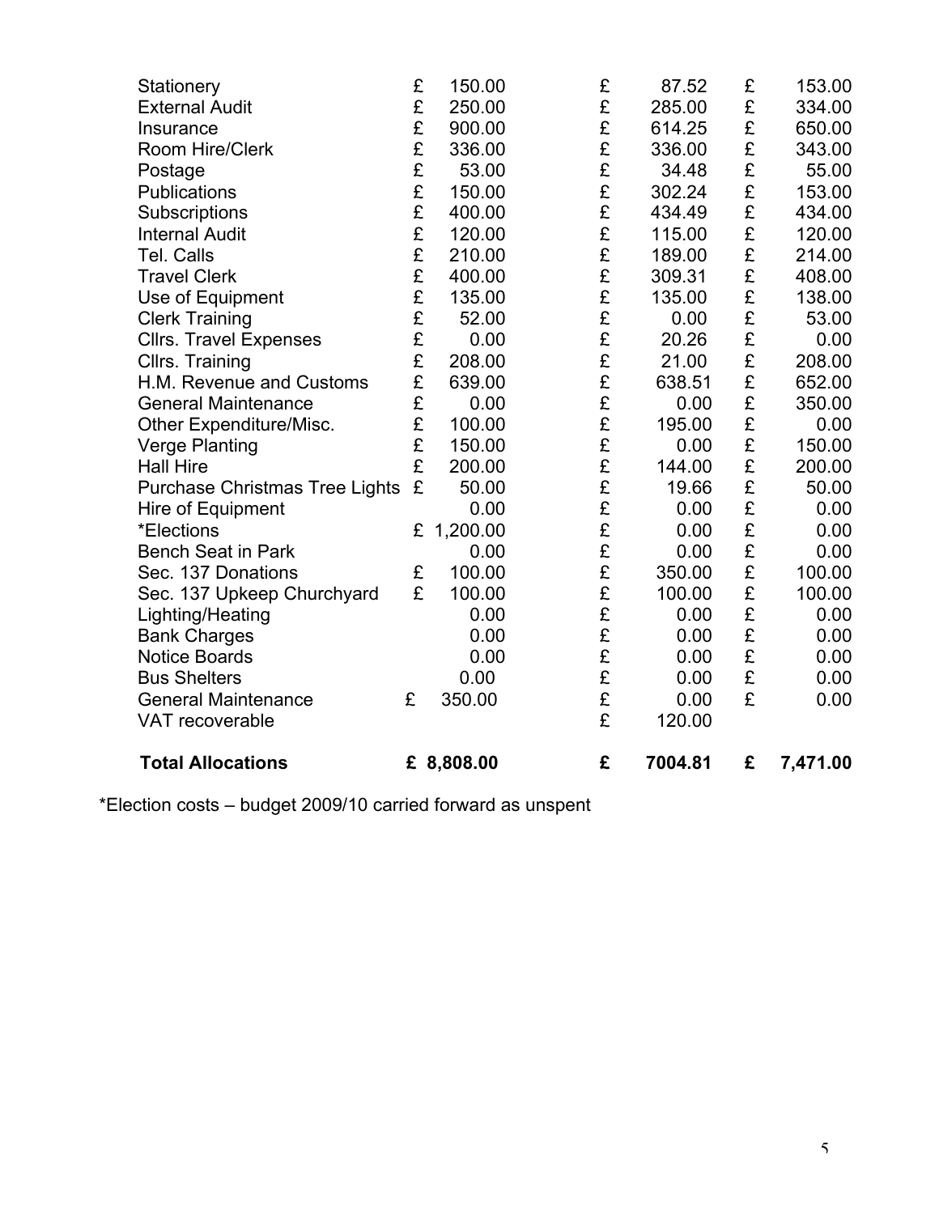| | | | |
|---|---|---|---|
| Stationery | £ 150.00 | £ 87.52 | £ 153.00 |
| External Audit | £ 250.00 | £ 285.00 | £ 334.00 |
| Insurance | £ 900.00 | £ 614.25 | £ 650.00 |
| Room Hire/Clerk | £ 336.00 | £ 336.00 | £ 343.00 |
| Postage | £ 53.00 | £ 34.48 | £ 55.00 |
| Publications | £ 150.00 | £ 302.24 | £ 153.00 |
| Subscriptions | £ 400.00 | £ 434.49 | £ 434.00 |
| Internal Audit | £ 120.00 | £ 115.00 | £ 120.00 |
| Tel. Calls | £ 210.00 | £ 189.00 | £ 214.00 |
| Travel Clerk | £ 400.00 | £ 309.31 | £ 408.00 |
| Use of Equipment | £ 135.00 | £ 135.00 | £ 138.00 |
| Clerk Training | £ 52.00 | £ 0.00 | £ 53.00 |
| Cllrs. Travel Expenses | £ 0.00 | £ 20.26 | £ 0.00 |
| Cllrs. Training | £ 208.00 | £ 21.00 | £ 208.00 |
| H.M. Revenue and Customs | £ 639.00 | £ 638.51 | £ 652.00 |
| General Maintenance | £ 0.00 | £ 0.00 | £ 350.00 |
| Other Expenditure/Misc. | £ 100.00 | £ 195.00 | £ 0.00 |
| Verge Planting | £ 150.00 | £ 0.00 | £ 150.00 |
| Hall Hire | £ 200.00 | £ 144.00 | £ 200.00 |
| Purchase Christmas Tree Lights | £ 50.00 | £ 19.66 | £ 50.00 |
| Hire of Equipment | 0.00 | £ 0.00 | £ 0.00 |
| *Elections | £ 1,200.00 | £ 0.00 | £ 0.00 |
| Bench Seat in Park | 0.00 | £ 0.00 | £ 0.00 |
| Sec. 137 Donations | £ 100.00 | £ 350.00 | £ 100.00 |
| Sec. 137 Upkeep Churchyard | £ 100.00 | £ 100.00 | £ 100.00 |
| Lighting/Heating | 0.00 | £ 0.00 | £ 0.00 |
| Bank Charges | 0.00 | £ 0.00 | £ 0.00 |
| Notice Boards | 0.00 | £ 0.00 | £ 0.00 |
| Bus Shelters | 0.00 | £ 0.00 | £ 0.00 |
| General Maintenance | £ 350.00 | £ 0.00 | £ 0.00 |
| VAT recoverable | | £ 120.00 | |
| **Total Allocations** | **£ 8,808.00** | **£ 7004.81** | **£ 7,471.00** |

*Election costs – budget 2009/10 carried forward as unspent